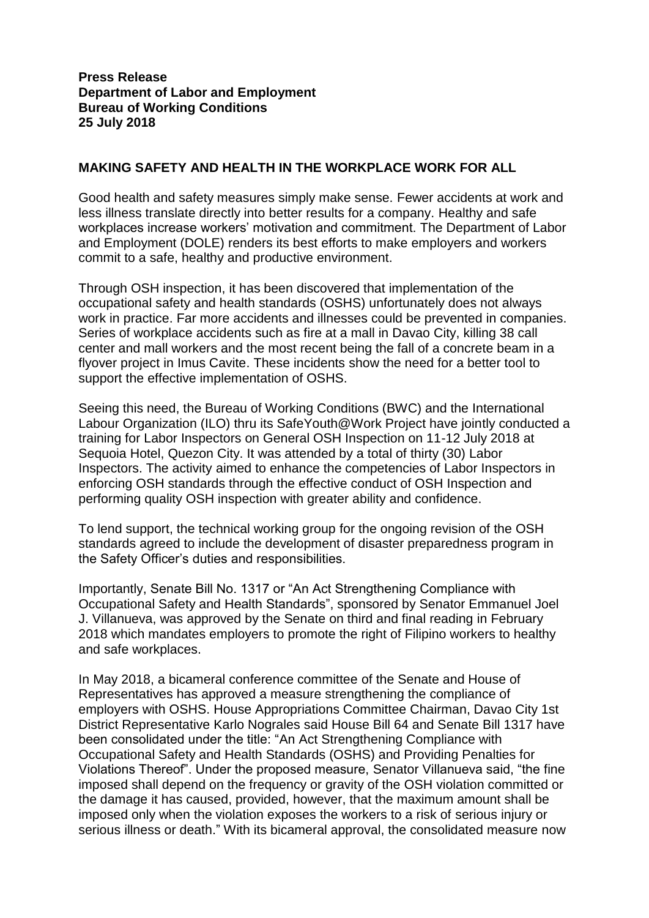**Press Release**
**Department of Labor and Employment**
**Bureau of Working Conditions**
**25 July 2018**

**MAKING SAFETY AND HEALTH IN THE WORKPLACE WORK FOR ALL**

Good health and safety measures simply make sense. Fewer accidents at work and less illness translate directly into better results for a company. Healthy and safe workplaces increase workers' motivation and commitment. The Department of Labor and Employment (DOLE) renders its best efforts to make employers and workers commit to a safe, healthy and productive environment.

Through OSH inspection, it has been discovered that implementation of the occupational safety and health standards (OSHS) unfortunately does not always work in practice. Far more accidents and illnesses could be prevented in companies. Series of workplace accidents such as fire at a mall in Davao City, killing 38 call center and mall workers and the most recent being the fall of a concrete beam in a flyover project in Imus Cavite. These incidents show the need for a better tool to support the effective implementation of OSHS.

Seeing this need, the Bureau of Working Conditions (BWC) and the International Labour Organization (ILO) thru its SafeYouth@Work Project have jointly conducted a training for Labor Inspectors on General OSH Inspection on 11-12 July 2018 at Sequoia Hotel, Quezon City. It was attended by a total of thirty (30) Labor Inspectors. The activity aimed to enhance the competencies of Labor Inspectors in enforcing OSH standards through the effective conduct of OSH Inspection and performing quality OSH inspection with greater ability and confidence.

To lend support, the technical working group for the ongoing revision of the OSH standards agreed to include the development of disaster preparedness program in the Safety Officer's duties and responsibilities.

Importantly, Senate Bill No. 1317 or "An Act Strengthening Compliance with Occupational Safety and Health Standards", sponsored by Senator Emmanuel Joel J. Villanueva, was approved by the Senate on third and final reading in February 2018 which mandates employers to promote the right of Filipino workers to healthy and safe workplaces.

In May 2018, a bicameral conference committee of the Senate and House of Representatives has approved a measure strengthening the compliance of employers with OSHS. House Appropriations Committee Chairman, Davao City 1st District Representative Karlo Nograles said House Bill 64 and Senate Bill 1317 have been consolidated under the title: "An Act Strengthening Compliance with Occupational Safety and Health Standards (OSHS) and Providing Penalties for Violations Thereof". Under the proposed measure, Senator Villanueva said, "the fine imposed shall depend on the frequency or gravity of the OSH violation committed or the damage it has caused, provided, however, that the maximum amount shall be imposed only when the violation exposes the workers to a risk of serious injury or serious illness or death." With its bicameral approval, the consolidated measure now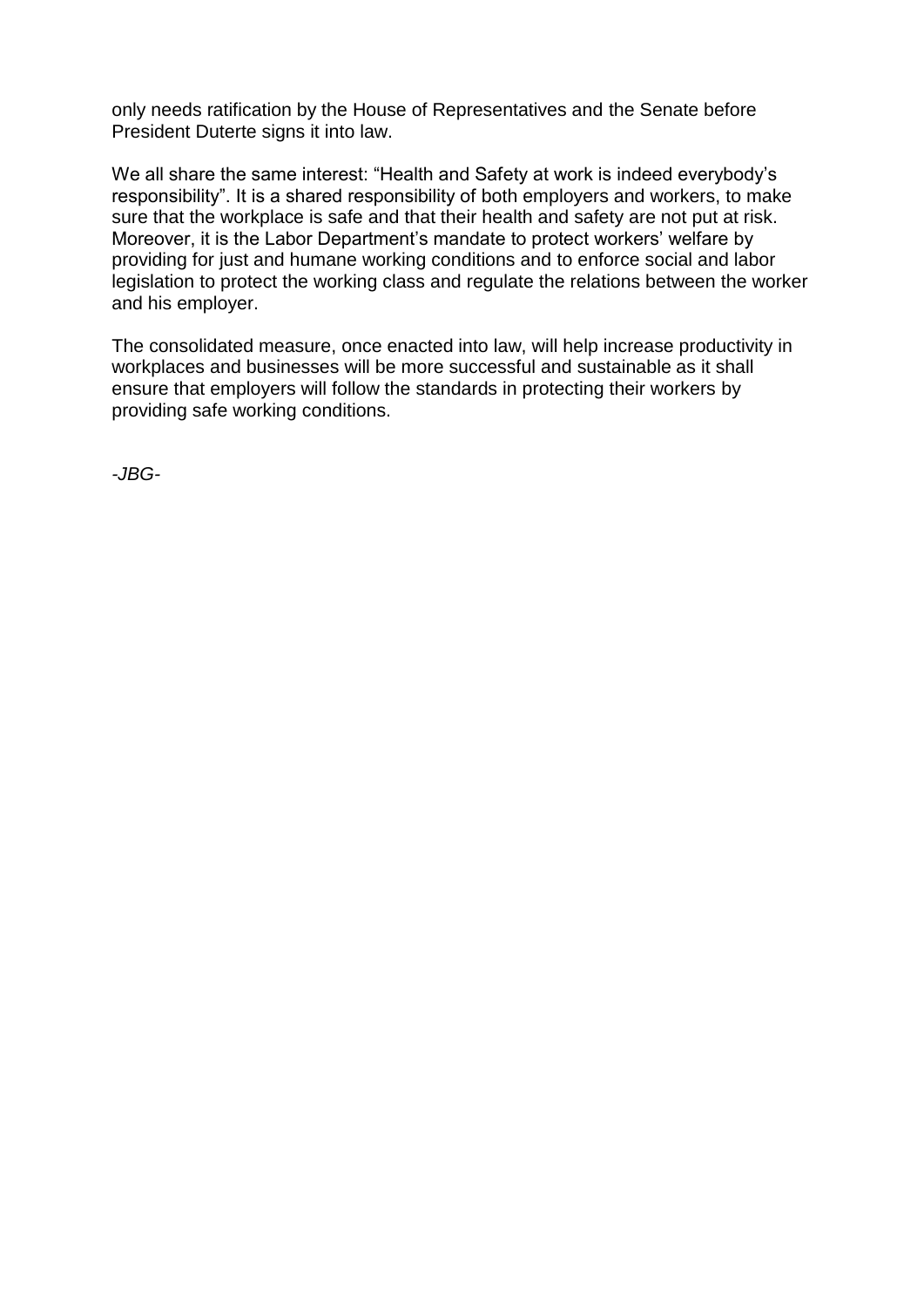only needs ratification by the House of Representatives and the Senate before President Duterte signs it into law.

We all share the same interest: "Health and Safety at work is indeed everybody's responsibility". It is a shared responsibility of both employers and workers, to make sure that the workplace is safe and that their health and safety are not put at risk. Moreover, it is the Labor Department's mandate to protect workers' welfare by providing for just and humane working conditions and to enforce social and labor legislation to protect the working class and regulate the relations between the worker and his employer.

The consolidated measure, once enacted into law, will help increase productivity in workplaces and businesses will be more successful and sustainable as it shall ensure that employers will follow the standards in protecting their workers by providing safe working conditions.

*-JBG-*